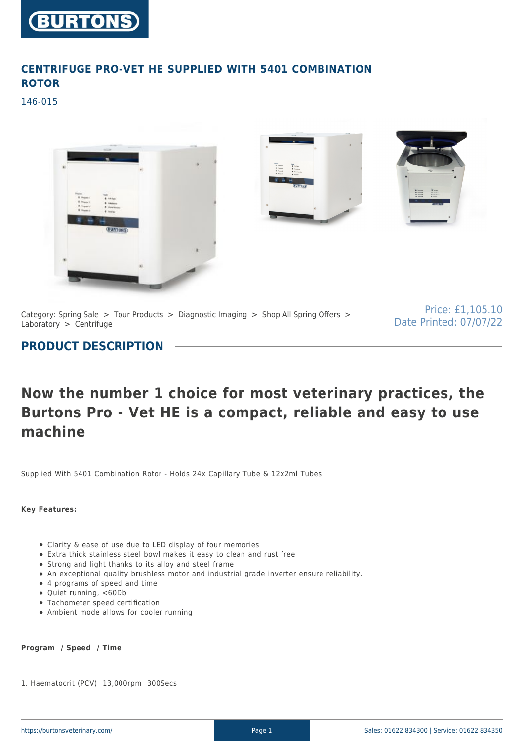# CENTRIFUGE PRO-VET HE SUPPLIED WITH 5401 COMBINATION ROTOR

146-015

Category: Spring Sale > Tour Products > Diagnostic Imaging > Shop All Spring Offers > Laboratory > Centrifuge

Price: £1,105.10
Date Printed: 07/07/22

## PRODUCT DESCRIPTION

# Now the number 1 choice for most veterinary practices, the Burtons Pro - Vet HE is a compact, reliable and easy to use machine

Supplied With 5401 Combination Rotor - Holds 24x Capillary Tube & 12x2ml Tubes

**Key Features:**

- Clarity & ease of use due to LED display of four memories
- Extra thick stainless steel bowl makes it easy to clean and rust free
- Strong and light thanks to its alloy and steel frame
- An exceptional quality brushless motor and industrial grade inverter ensure reliability.
- 4 programs of speed and time
- Quiet running, <60Db
- Tachometer speed certification
- Ambient mode allows for cooler running

**Program / Speed / Time**

1. Haematocrit (PCV) 13,000rpm 300Secs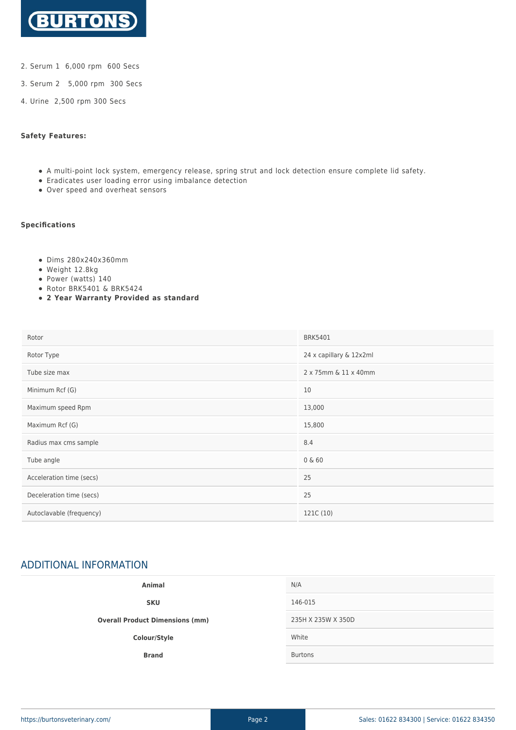2. Serum 1  6,000 rpm  600 Secs

3. Serum 2   5,000 rpm  300 Secs

4. Urine  2,500 rpm 300 Secs

**Safety Features:**

- A multi-point lock system, emergency release, spring strut and lock detection ensure complete lid safety.
- Eradicates user loading error using imbalance detection
- Over speed and overheat sensors

**Specifications**

- Dims 280x240x360mm
- Weight 12.8kg
- Power (watts) 140
- Rotor BRK5401 & BRK5424
- **2 Year Warranty Provided as standard**

| Rotor | BRK5401 |
| --- | --- |
| Rotor Type | 24 x capillary & 12x2ml |
| Tube size max | 2 x 75mm & 11 x 40mm |
| Minimum Rcf (G) | 10 |
| Maximum speed Rpm | 13,000 |
| Maximum Rcf (G) | 15,800 |
| Radius max cms sample | 8.4 |
| Tube angle | 0 & 60 |
| Acceleration time (secs) | 25 |
| Deceleration time (secs) | 25 |
| Autoclavable (frequency) | 121C (10) |

## ADDITIONAL INFORMATION

| **Animal** | N/A |
| --- | --- |
| **SKU** | 146-015 |
| **Overall Product Dimensions (mm)** | 235H X 235W X 350D |
| **Colour/Style** | White |
| **Brand** | Burtons |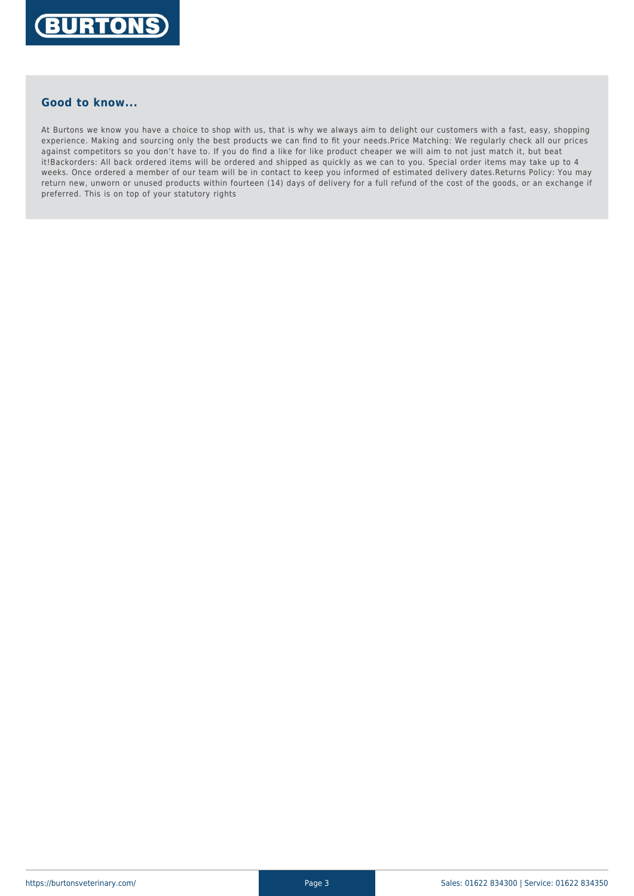## Good to know...

At Burtons we know you have a choice to shop with us, that is why we always aim to delight our customers with a fast, easy, shopping experience. Making and sourcing only the best products we can find to fit your needs.Price Matching: We regularly check all our prices against competitors so you don't have to. If you do find a like for like product cheaper we will aim to not just match it, but beat it!Backorders: All back ordered items will be ordered and shipped as quickly as we can to you. Special order items may take up to 4 weeks. Once ordered a member of our team will be in contact to keep you informed of estimated delivery dates.Returns Policy: You may return new, unworn or unused products within fourteen (14) days of delivery for a full refund of the cost of the goods, or an exchange if preferred. This is on top of your statutory rights